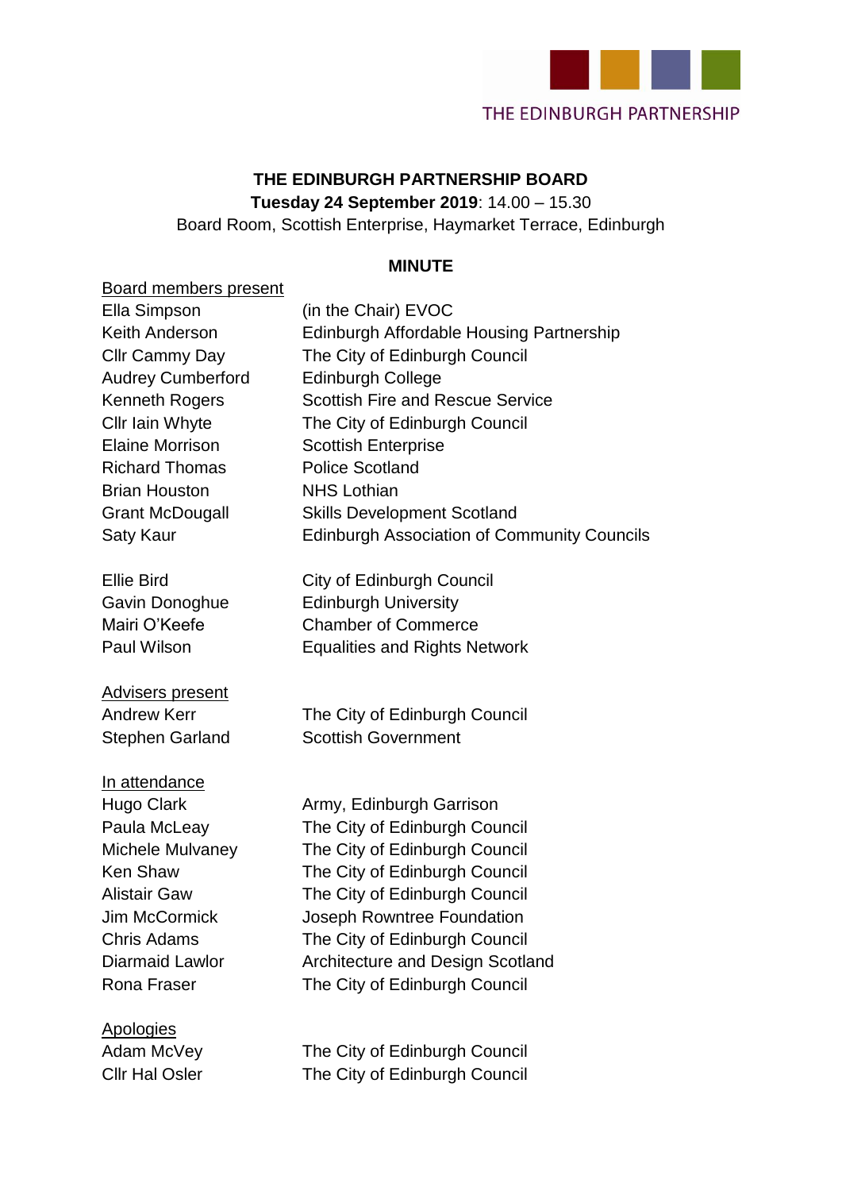THE EDINBURGH PARTNERSHIP

# THE EDINBURGH PARTNERSHIP BOARD

**Tuesday 24 September 2019**: 14.00 – 15.30

Board Room, Scottish Enterprise, Haymarket Terrace, Edinburgh

## MINUTE

<u>Board members present</u>

| | |
|---|---|
| Ella Simpson | (in the Chair) EVOC |
| Keith Anderson | Edinburgh Affordable Housing Partnership |
| Cllr Cammy Day | The City of Edinburgh Council |
| Audrey Cumberford | Edinburgh College |
| Kenneth Rogers | Scottish Fire and Rescue Service |
| Cllr Iain Whyte | The City of Edinburgh Council |
| Elaine Morrison | Scottish Enterprise |
| Richard Thomas | Police Scotland |
| Brian Houston | NHS Lothian |
| Grant McDougall | Skills Development Scotland |
| Saty Kaur | Edinburgh Association of Community Councils |
| | |
| Ellie Bird | City of Edinburgh Council |
| Gavin Donoghue | Edinburgh University |
| Mairi O'Keefe | Chamber of Commerce |
| Paul Wilson | Equalities and Rights Network |

<u>Advisers present</u>

| | |
|---|---|
| Andrew Kerr | The City of Edinburgh Council |
| Stephen Garland | Scottish Government |

<u>In attendance</u>

| | |
|---|---|
| Hugo Clark | Army, Edinburgh Garrison |
| Paula McLeay | The City of Edinburgh Council |
| Michele Mulvaney | The City of Edinburgh Council |
| Ken Shaw | The City of Edinburgh Council |
| Alistair Gaw | The City of Edinburgh Council |
| Jim McCormick | Joseph Rowntree Foundation |
| Chris Adams | The City of Edinburgh Council |
| Diarmaid Lawlor | Architecture and Design Scotland |
| Rona Fraser | The City of Edinburgh Council |

<u>Apologies</u>

| | |
|---|---|
| Adam McVey | The City of Edinburgh Council |
| Cllr Hal Osler | The City of Edinburgh Council |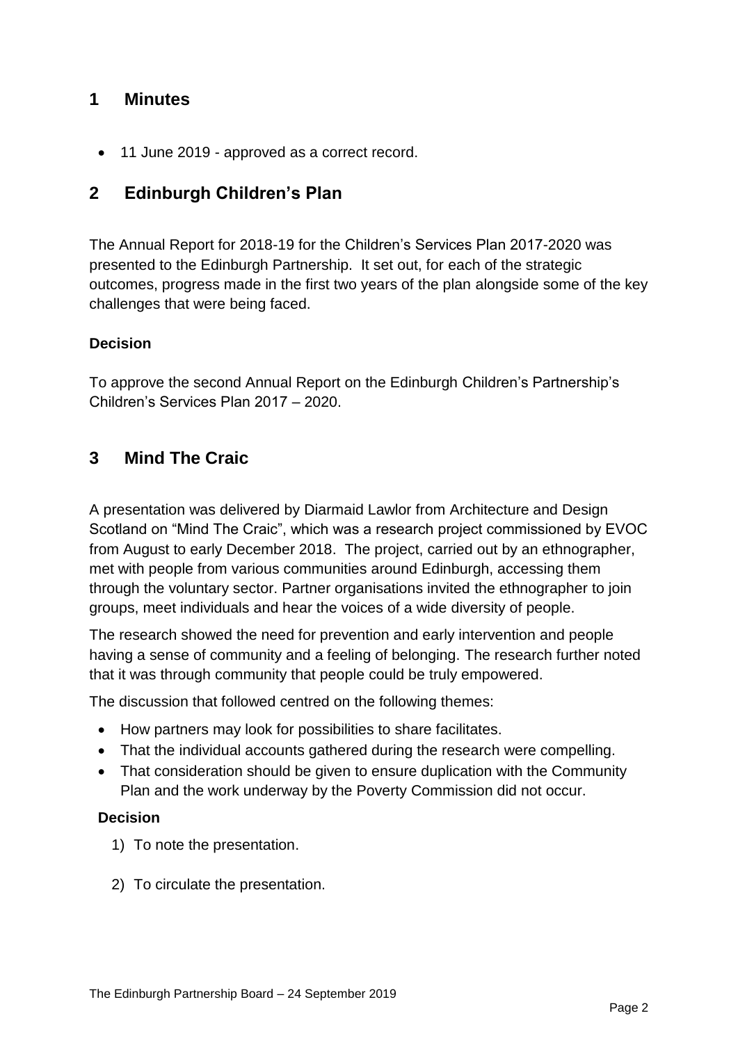## 1 Minutes

- 11 June 2019 - approved as a correct record.

## 2 Edinburgh Children's Plan

The Annual Report for 2018-19 for the Children's Services Plan 2017-2020 was presented to the Edinburgh Partnership. It set out, for each of the strategic outcomes, progress made in the first two years of the plan alongside some of the key challenges that were being faced.

### Decision

To approve the second Annual Report on the Edinburgh Children's Partnership's Children's Services Plan 2017 – 2020.

## 3 Mind The Craic

A presentation was delivered by Diarmaid Lawlor from Architecture and Design Scotland on "Mind The Craic", which was a research project commissioned by EVOC from August to early December 2018. The project, carried out by an ethnographer, met with people from various communities around Edinburgh, accessing them through the voluntary sector. Partner organisations invited the ethnographer to join groups, meet individuals and hear the voices of a wide diversity of people.

The research showed the need for prevention and early intervention and people having a sense of community and a feeling of belonging. The research further noted that it was through community that people could be truly empowered.

The discussion that followed centred on the following themes:

- How partners may look for possibilities to share facilitates.
- That the individual accounts gathered during the research were compelling.
- That consideration should be given to ensure duplication with the Community Plan and the work underway by the Poverty Commission did not occur.

### Decision

1) To note the presentation.
2) To circulate the presentation.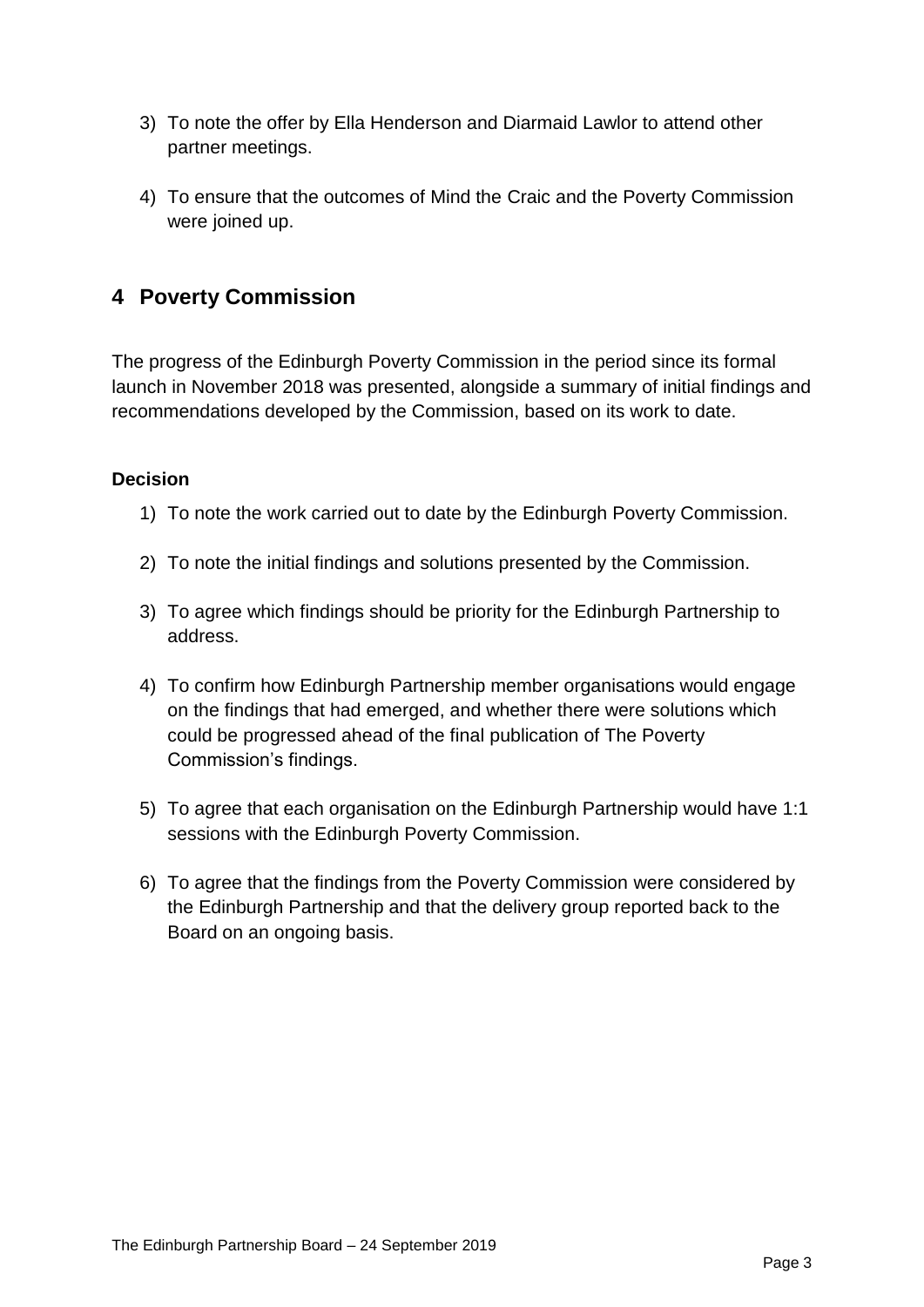3) To note the offer by Ella Henderson and Diarmaid Lawlor to attend other partner meetings.

4) To ensure that the outcomes of Mind the Craic and the Poverty Commission were joined up.

## 4 Poverty Commission

The progress of the Edinburgh Poverty Commission in the period since its formal launch in November 2018 was presented, alongside a summary of initial findings and recommendations developed by the Commission, based on its work to date.

**Decision**

1) To note the work carried out to date by the Edinburgh Poverty Commission.

2) To note the initial findings and solutions presented by the Commission.

3) To agree which findings should be priority for the Edinburgh Partnership to address.

4) To confirm how Edinburgh Partnership member organisations would engage on the findings that had emerged, and whether there were solutions which could be progressed ahead of the final publication of The Poverty Commission's findings.

5) To agree that each organisation on the Edinburgh Partnership would have 1:1 sessions with the Edinburgh Poverty Commission.

6) To agree that the findings from the Poverty Commission were considered by the Edinburgh Partnership and that the delivery group reported back to the Board on an ongoing basis.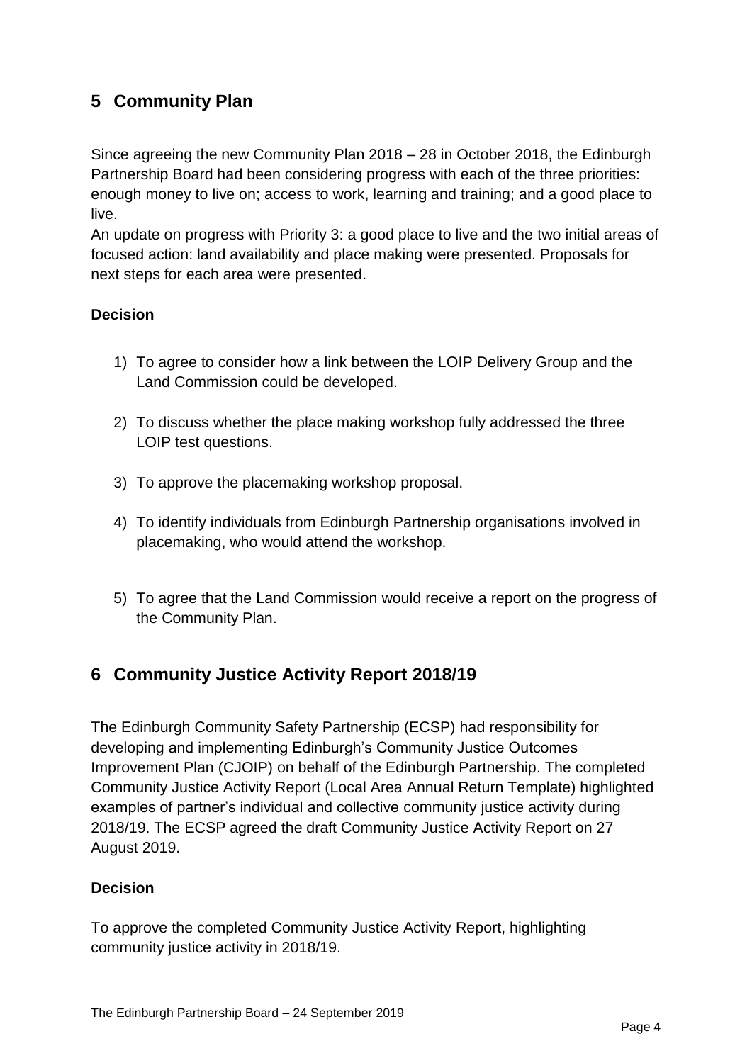## 5 Community Plan

Since agreeing the new Community Plan 2018 – 28 in October 2018, the Edinburgh Partnership Board had been considering progress with each of the three priorities: enough money to live on; access to work, learning and training; and a good place to live.

An update on progress with Priority 3: a good place to live and the two initial areas of focused action: land availability and place making were presented. Proposals for next steps for each area were presented.

### Decision

1) To agree to consider how a link between the LOIP Delivery Group and the Land Commission could be developed.

2) To discuss whether the place making workshop fully addressed the three LOIP test questions.

3) To approve the placemaking workshop proposal.

4) To identify individuals from Edinburgh Partnership organisations involved in placemaking, who would attend the workshop.

5) To agree that the Land Commission would receive a report on the progress of the Community Plan.

## 6 Community Justice Activity Report 2018/19

The Edinburgh Community Safety Partnership (ECSP) had responsibility for developing and implementing Edinburgh's Community Justice Outcomes Improvement Plan (CJOIP) on behalf of the Edinburgh Partnership. The completed Community Justice Activity Report (Local Area Annual Return Template) highlighted examples of partner's individual and collective community justice activity during 2018/19. The ECSP agreed the draft Community Justice Activity Report on 27 August 2019.

### Decision

To approve the completed Community Justice Activity Report, highlighting community justice activity in 2018/19.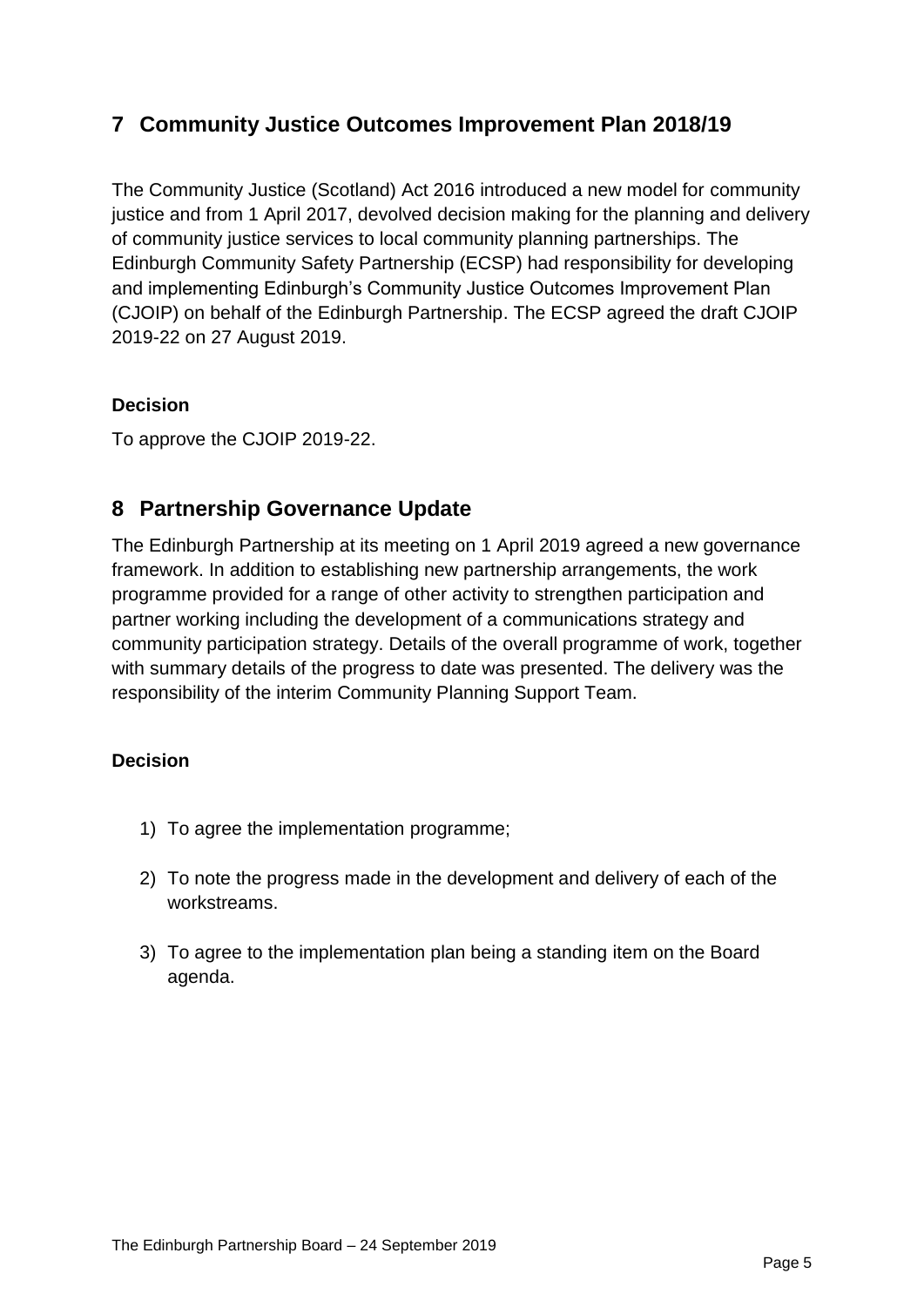## 7 Community Justice Outcomes Improvement Plan 2018/19

The Community Justice (Scotland) Act 2016 introduced a new model for community justice and from 1 April 2017, devolved decision making for the planning and delivery of community justice services to local community planning partnerships. The Edinburgh Community Safety Partnership (ECSP) had responsibility for developing and implementing Edinburgh's Community Justice Outcomes Improvement Plan (CJOIP) on behalf of the Edinburgh Partnership. The ECSP agreed the draft CJOIP 2019-22 on 27 August 2019.

**Decision**

To approve the CJOIP 2019-22.

## 8 Partnership Governance Update

The Edinburgh Partnership at its meeting on 1 April 2019 agreed a new governance framework. In addition to establishing new partnership arrangements, the work programme provided for a range of other activity to strengthen participation and partner working including the development of a communications strategy and community participation strategy. Details of the overall programme of work, together with summary details of the progress to date was presented. The delivery was the responsibility of the interim Community Planning Support Team.

**Decision**

1) To agree the implementation programme;
2) To note the progress made in the development and delivery of each of the workstreams.
3) To agree to the implementation plan being a standing item on the Board agenda.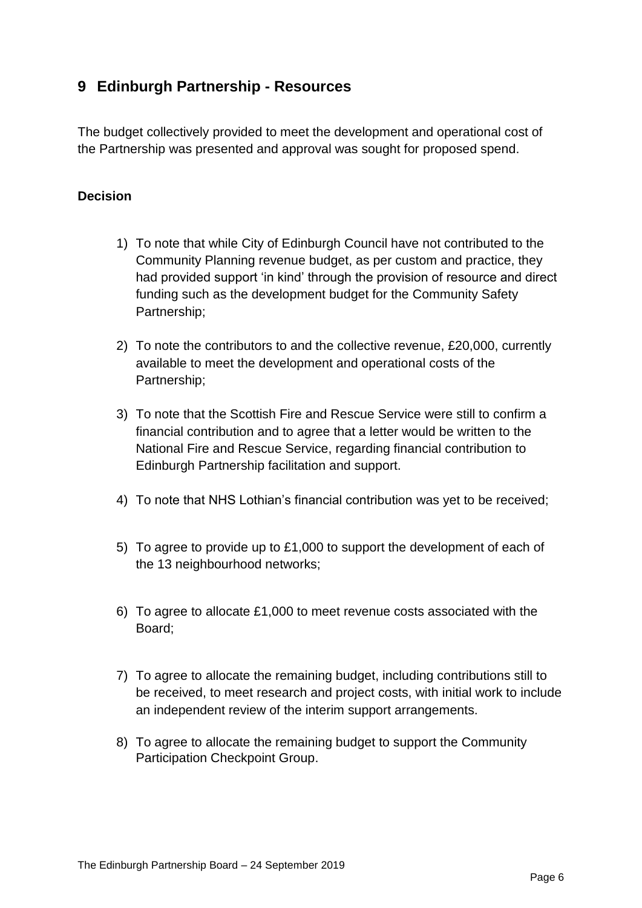## 9 Edinburgh Partnership - Resources

The budget collectively provided to meet the development and operational cost of the Partnership was presented and approval was sought for proposed spend.

**Decision**

1) To note that while City of Edinburgh Council have not contributed to the Community Planning revenue budget, as per custom and practice, they had provided support 'in kind' through the provision of resource and direct funding such as the development budget for the Community Safety Partnership;

2) To note the contributors to and the collective revenue, £20,000, currently available to meet the development and operational costs of the Partnership;

3) To note that the Scottish Fire and Rescue Service were still to confirm a financial contribution and to agree that a letter would be written to the National Fire and Rescue Service, regarding financial contribution to Edinburgh Partnership facilitation and support.

4) To note that NHS Lothian's financial contribution was yet to be received;

5) To agree to provide up to £1,000 to support the development of each of the 13 neighbourhood networks;

6) To agree to allocate £1,000 to meet revenue costs associated with the Board;

7) To agree to allocate the remaining budget, including contributions still to be received, to meet research and project costs, with initial work to include an independent review of the interim support arrangements.

8) To agree to allocate the remaining budget to support the Community Participation Checkpoint Group.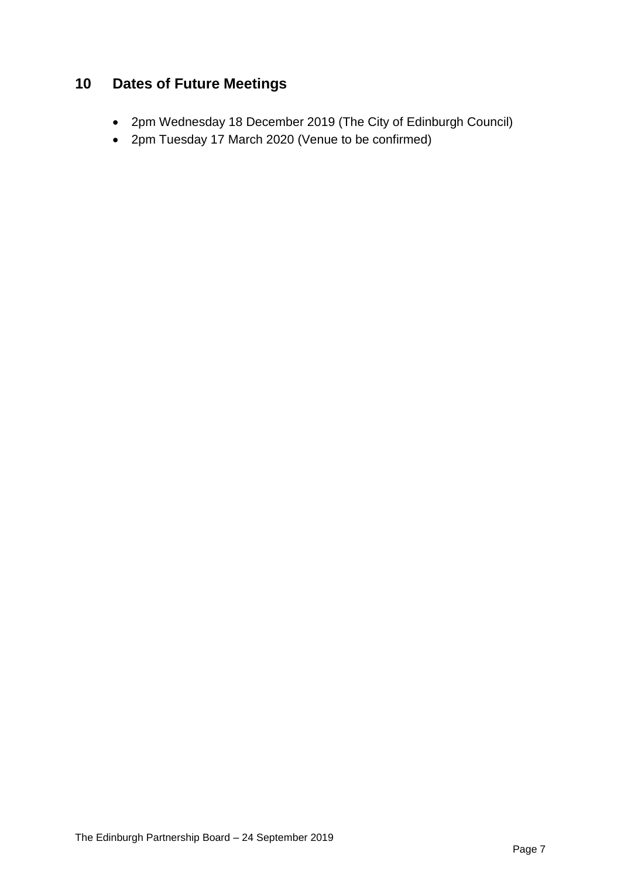## 10 Dates of Future Meetings

- 2pm Wednesday 18 December 2019 (The City of Edinburgh Council)
- 2pm Tuesday 17 March 2020 (Venue to be confirmed)